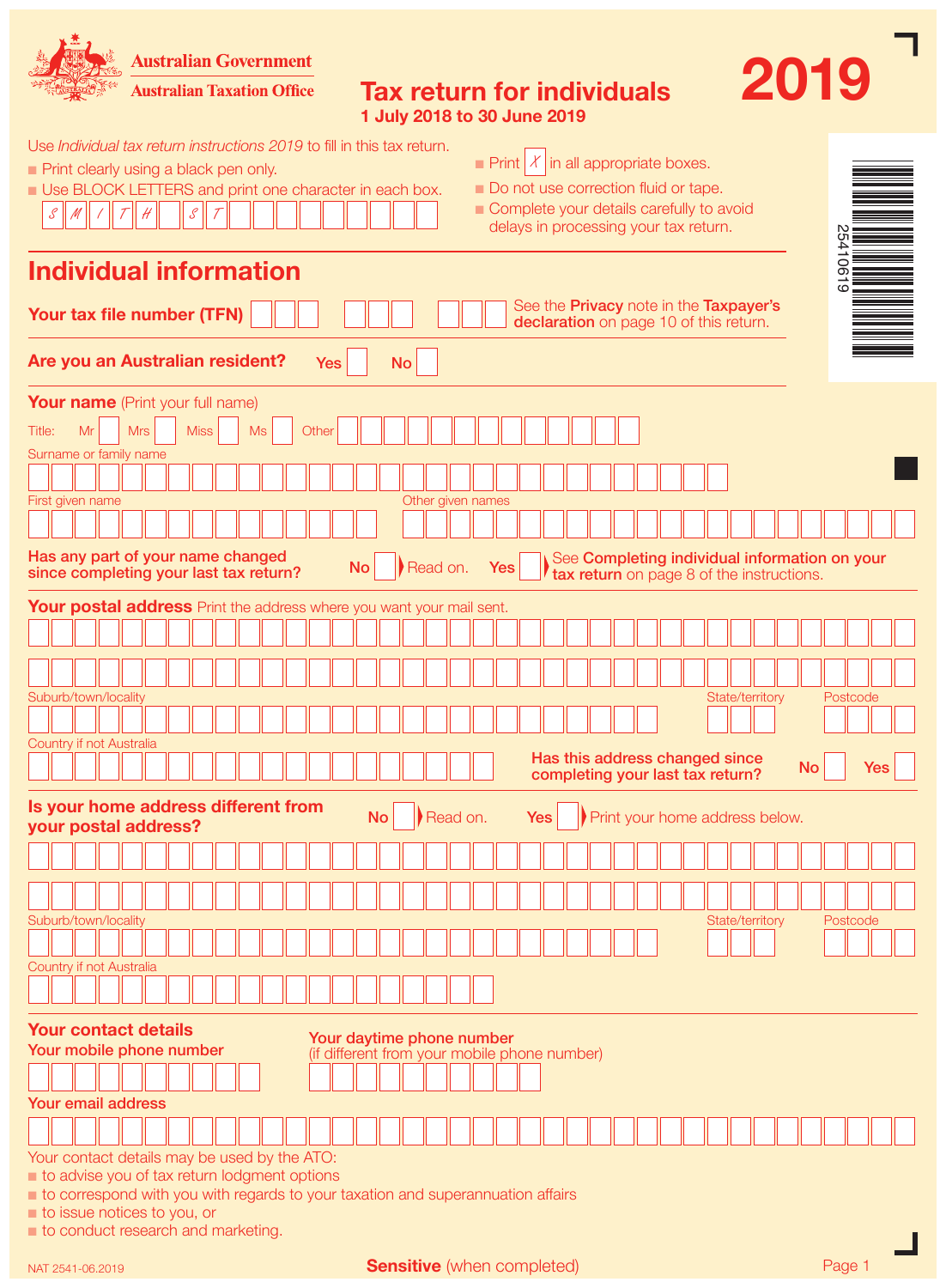Australian Government

Australian Taxation Office

# Tax return for individuals 2019

**1 July 2018 to 30 June 2019**

Use *Individual tax return instructions 2019* to fill in this tax return.

- Print clearly using a black pen only.
- Use BLOCK LETTERS and print one character in each box. S M I T H S T
- Print X in all appropriate boxes.
- Do not use correction fluid or tape.
- Complete your details carefully to avoid delays in processing your tax return.

25410619

## Individual information

**Your tax file number (TFN)** See the **Privacy** note in the **Taxpayer's declaration** on page 10 of this return.

**Are you an Australian resident?** Yes No

**Your name** (Print your full name)

Title: Mr Mrs Miss Ms Other

Surname or family name

First given name

Other given names

**Has any part of your name changed since completing your last tax return?** **No** Read on. **Yes** See **Completing individual information on your tax return** on page 8 of the instructions.

**Your postal address** Print the address where you want your mail sent.

Suburb/town/locality

State/territory

Postcode

Country if not Australia

**Has this address changed since completing your last tax return?** **No** **Yes**

**Is your home address different from your postal address?** **No** Read on. **Yes** Print your home address below.

Suburb/town/locality

State/territory

Postcode

Country if not Australia

**Your contact details**

**Your mobile phone number**

**Your daytime phone number** (if different from your mobile phone number)

**Your email address**

Your contact details may be used by the ATO:

- to advise you of tax return lodgment options
- to correspond with you with regards to your taxation and superannuation affairs
- to issue notices to you, or
- to conduct research and marketing.

NAT 2541-06.2019

**Sensitive** (when completed)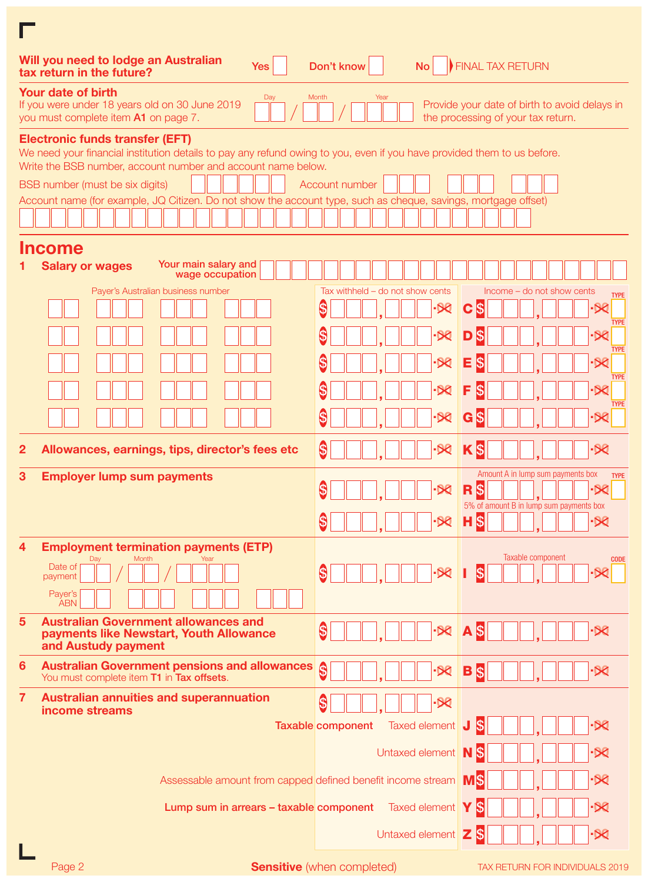**Will you need to lodge an Australian tax return in the future?** Yes ☐ Don't know ☐ No ☐ FINAL TAX RETURN

**Your date of birth**
If you were under 18 years old on 30 June 2019 you must complete item **A1** on page 7.

Day / Month / Year

Provide your date of birth to avoid delays in the processing of your tax return.

**Electronic funds transfer (EFT)**
We need your financial institution details to pay any refund owing to you, even if you have provided them to us before.
Write the BSB number, account number and account name below.

BSB number (must be six digits) | Account number

Account name (for example, JQ Citizen. Do not show the account type, such as cheque, savings, mortgage offset)

# Income

## 1 Salary or wages

Your main salary and wage occupation

| Payer's Australian business number | Tax withheld – do not show cents | Income – do not show cents | TYPE |
|---|---|---|---|
| | $ | C $ | |
| | $ | D $ | |
| | $ | E $ | |
| | $ | F $ | |
| | $ | G $ | |

## 2 Allowances, earnings, tips, director's fees etc

| Tax withheld | Income |
|---|---|
| $ | K $ |

## 3 Employer lump sum payments

| Tax withheld | Income | TYPE |
|---|---|---|
| $ | Amount A in lump sum payments box R $ | |
| $ | 5% of amount B in lump sum payments box H $ | |

## 4 Employment termination payments (ETP)

Date of payment: Day / Month / Year

Payer's ABN

| Tax withheld | Taxable component | CODE |
|---|---|---|
| $ | I $ | |

## 5 Australian Government allowances and payments like Newstart, Youth Allowance and Austudy payment

| Tax withheld | Income |
|---|---|
| $ | A $ |

## 6 Australian Government pensions and allowances

You must complete item **T1** in **Tax offsets**.

| Tax withheld | Income |
|---|---|
| $ | B $ |

## 7 Australian annuities and superannuation income streams

Tax withheld: $

| | |
|---|---|
| **Taxable component** Taxed element | J $ |
| Untaxed element | N $ |
| Assessable amount from capped defined benefit income stream | M $ |
| **Lump sum in arrears – taxable component** Taxed element | Y $ |
| Untaxed element | Z $ |

**Sensitive** (when completed)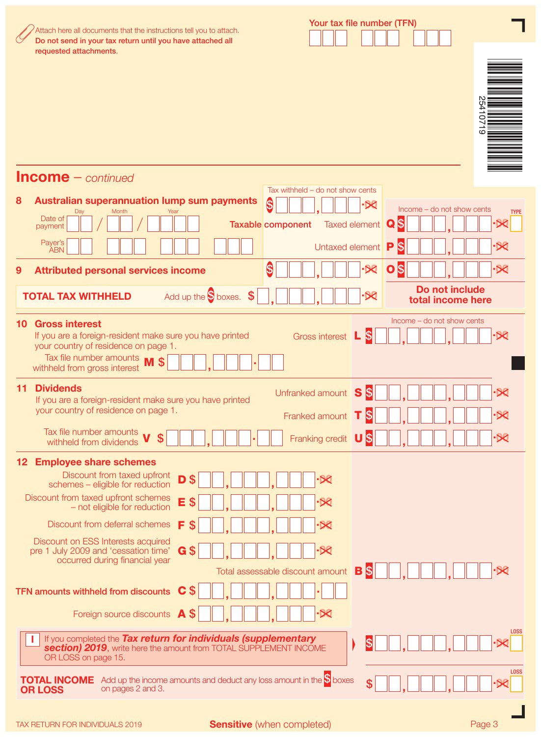Attach here all documents that the instructions tell you to attach. **Do not send in your tax return until you have attached all requested attachments.**

Your tax file number (TFN)

25410719

# Income – *continued*

## 8 Australian superannuation lump sum payments

Tax withheld – do not show cents $

Date of payment: Day / Month / Year

Payer's ABN

**Taxable component**

Income – do not show cents

| | | | TYPE |
|---|---|---|---|
| Taxed element | Q | $ | |
| Untaxed element | P | $ | |

## 9 Attributed personal services income

Tax withheld $

O $

**TOTAL TAX WITHHELD** Add up the $ boxes. $

**Do not include total income here**

## 10 Gross interest

If you are a foreign-resident make sure you have printed your country of residence on page 1.

Income – do not show cents

Gross interest **L** $

Tax file number amounts withheld from gross interest **M** $

## 11 Dividends

If you are a foreign-resident make sure you have printed your country of residence on page 1.

Unfranked amount **S** $

Franked amount **T** $

Tax file number amounts withheld from dividends **V** $

Franking credit **U** $

## 12 Employee share schemes

Discount from taxed upfront schemes – eligible for reduction **D** $

Discount from taxed upfront schemes – not eligible for reduction **E** $

Discount from deferral schemes **F** $

Discount on ESS Interests acquired pre 1 July 2009 and 'cessation time' occurred during financial year **G** $

Total assessable discount amount **B** $

**TFN amounts withheld from discounts** **C** $

Foreign source discounts **A** $

**I** If you completed the ***Tax return for individuals (supplementary section) 2019***, write here the amount from TOTAL SUPPLEMENT INCOME OR LOSS on page 15. $ LOSS

**TOTAL INCOME OR LOSS** Add up the income amounts and deduct any loss amount in the $ boxes on pages 2 and 3. $ LOSS

TAX RETURN FOR INDIVIDUALS 2019 **Sensitive** (when completed)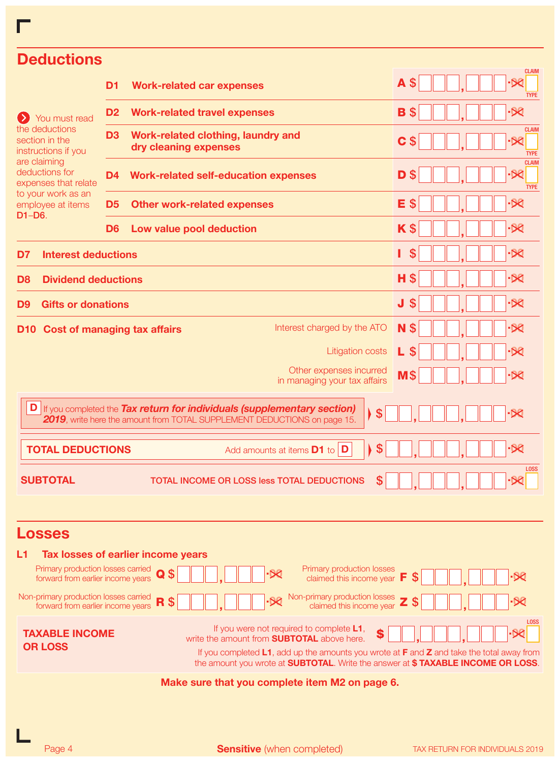## Deductions

You must read the deductions section in the instructions if you are claiming deductions for expenses that relate to your work as an employee at items **D1**–**D6**.

| Item | Description | Label | Amount | Claim type |
|---|---|---|---|---|
| **D1** | **Work-related car expenses** | **A** | $ ,   .00 | CLAIM TYPE |
| **D2** | **Work-related travel expenses** | **B** | $ ,   .00 | |
| **D3** | **Work-related clothing, laundry and dry cleaning expenses** | **C** | $ ,   .00 | CLAIM TYPE |
| **D4** | **Work-related self-education expenses** | **D** | $ ,   .00 | CLAIM TYPE |
| **D5** | **Other work-related expenses** | **E** | $ ,   .00 | |
| **D6** | **Low value pool deduction** | **K** | $ ,   .00 | |
| **D7** | **Interest deductions** | **I** | $ ,   .00 | |
| **D8** | **Dividend deductions** | **H** | $ ,   .00 | |
| **D9** | **Gifts or donations** | **J** | $ ,   .00 | |
| **D10** | **Cost of managing tax affairs** — Interest charged by the ATO | **N** | $ ,   .00 | |
| | Litigation costs | **L** | $ ,   .00 | |
| | Other expenses incurred in managing your tax affairs | **M** | $ ,   .00 | |

**D** If you completed the ***Tax return for individuals (supplementary section) 2019***, write here the amount from TOTAL SUPPLEMENT DEDUCTIONS on page 15. $ , , .00

**TOTAL DEDUCTIONS** Add amounts at items **D1** to **D** $ , , .00

**SUBTOTAL** TOTAL INCOME OR LOSS less TOTAL DEDUCTIONS $ , , .00 LOSS

## Losses

**L1 Tax losses of earlier income years**

| Description | Label | Amount | Description | Label | Amount |
|---|---|---|---|---|---|
| Primary production losses carried forward from earlier income years | **Q** | $ ,   .00 | Primary production losses claimed this income year | **F** | $ ,   .00 |
| Non-primary production losses carried forward from earlier income years | **R** | $ ,   .00 | Non-primary production losses claimed this income year | **Z** | $ ,   .00 |

**TAXABLE INCOME OR LOSS**

If you were not required to complete **L1**, write the amount from **SUBTOTAL** above here. $ , , .00 LOSS

If you completed **L1**, add up the amounts you wrote at **F** and **Z** and take the total away from the amount you wrote at **SUBTOTAL**. Write the answer at **$ TAXABLE INCOME OR LOSS**.

**Make sure that you complete item M2 on page 6.**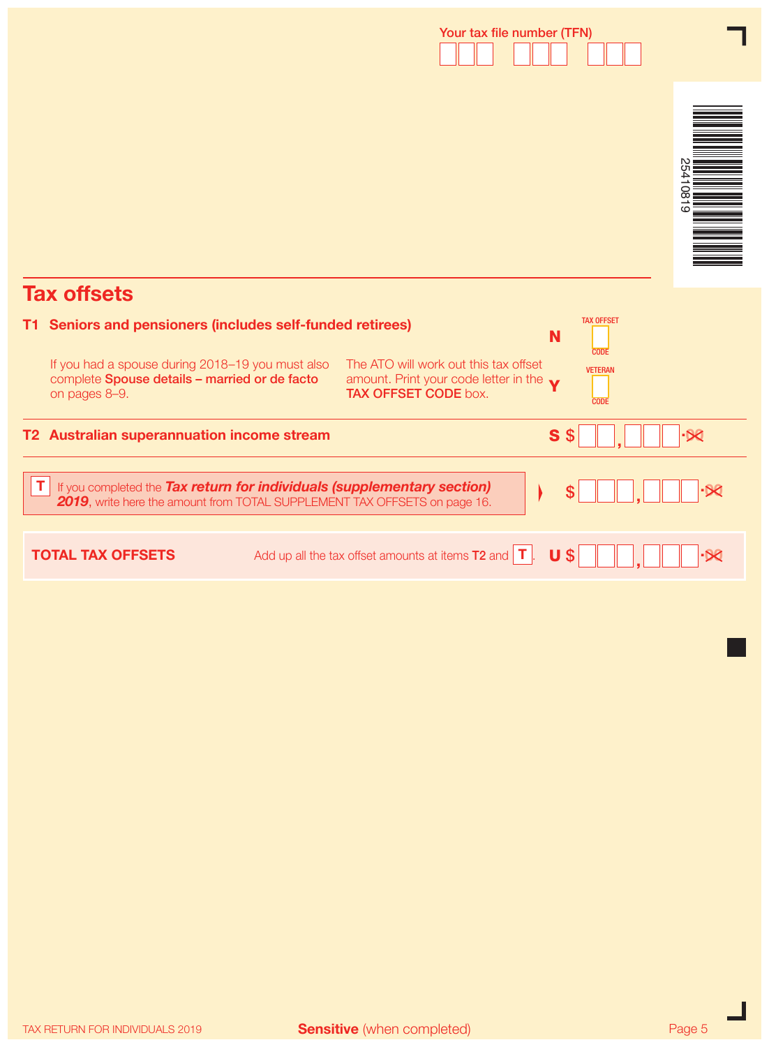Your tax file number (TFN)

25410819

## Tax offsets

**T1 Seniors and pensioners (includes self-funded retirees)**

If you had a spouse during 2018–19 you must also complete **Spouse details – married or de facto** on pages 8–9.

The ATO will work out this tax offset amount. Print your code letter in the **TAX OFFSET CODE** box.

**N** TAX OFFSET CODE

**Y** VETERAN CODE

**T2 Australian superannuation income stream** **S** $ , .00

**T** If you completed the ***Tax return for individuals (supplementary section) 2019***, write here the amount from TOTAL SUPPLEMENT TAX OFFSETS on page 16. $ , .00

**TOTAL TAX OFFSETS** Add up all the tax offset amounts at items **T2** and **T**. **U** $ , .00

**Sensitive** (when completed)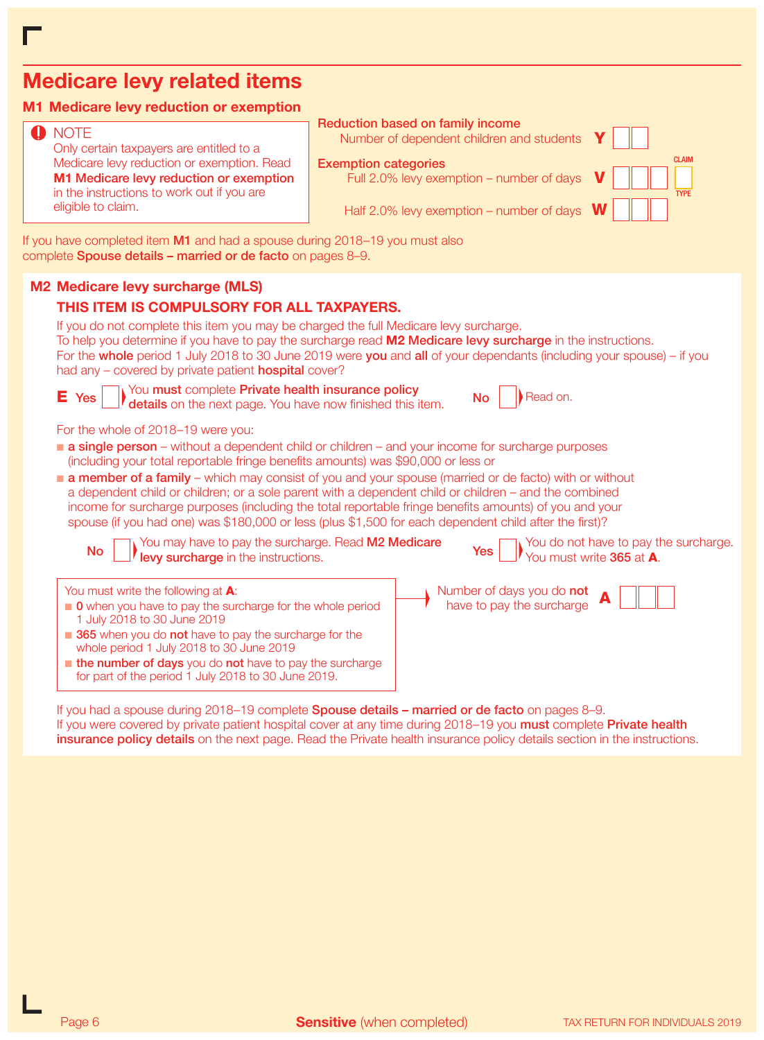# Medicare levy related items

## M1 Medicare levy reduction or exemption

> **NOTE**
> Only certain taxpayers are entitled to a Medicare levy reduction or exemption. Read **M1 Medicare levy reduction or exemption** in the instructions to work out if you are eligible to claim.

**Reduction based on family income**

Number of dependent children and students **Y** [ ][ ]

**Exemption categories**

Full 2.0% levy exemption – number of days **V** [ ][ ][ ] CLAIM TYPE [ ]

Half 2.0% levy exemption – number of days **W** [ ][ ][ ]

If you have completed item **M1** and had a spouse during 2018–19 you must also complete **Spouse details – married or de facto** on pages 8–9.

## M2 Medicare levy surcharge (MLS)

### THIS ITEM IS COMPULSORY FOR ALL TAXPAYERS.

If you do not complete this item you may be charged the full Medicare levy surcharge.
To help you determine if you have to pay the surcharge read **M2 Medicare levy surcharge** in the instructions.
For the **whole** period 1 July 2018 to 30 June 2019 were **you** and **all** of your dependants (including your spouse) – if you had any – covered by private patient **hospital** cover?

**E** Yes [ ] You **must** complete **Private health insurance policy details** on the next page. You have now finished this item.

No [ ] Read on.

For the whole of 2018–19 were you:

- **a single person** – without a dependent child or children – and your income for surcharge purposes (including your total reportable fringe benefits amounts) was $90,000 or less or
- **a member of a family** – which may consist of you and your spouse (married or de facto) with or without a dependent child or children; or a sole parent with a dependent child or children – and the combined income for surcharge purposes (including the total reportable fringe benefits amounts) of you and your spouse (if you had one) was $180,000 or less (plus $1,500 for each dependent child after the first)?

No [ ] You may have to pay the surcharge. Read **M2 Medicare levy surcharge** in the instructions.

Yes [ ] You do not have to pay the surcharge. You must write **365** at **A**.

> You must write the following at **A**:
> - **0** when you have to pay the surcharge for the whole period 1 July 2018 to 30 June 2019
> - **365** when you do **not** have to pay the surcharge for the whole period 1 July 2018 to 30 June 2019
> - **the number of days** you do **not** have to pay the surcharge for part of the period 1 July 2018 to 30 June 2019.

Number of days you do **not** have to pay the surcharge **A** [ ][ ][ ]

If you had a spouse during 2018–19 complete **Spouse details – married or de facto** on pages 8–9.
If you were covered by private patient hospital cover at any time during 2018–19 you **must** complete **Private health insurance policy details** on the next page. Read the Private health insurance policy details section in the instructions.

**Sensitive** (when completed)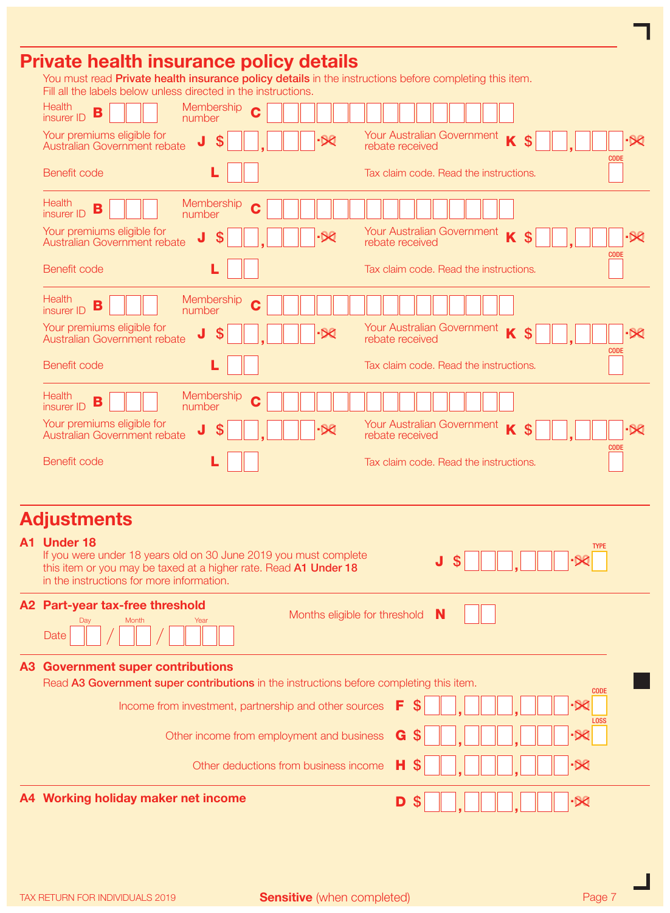## Private health insurance policy details

You must read **Private health insurance policy details** in the instructions before completing this item.
Fill all the labels below unless directed in the instructions.

Health insurer ID **B** Membership number **C**

Your premiums eligible for Australian Government rebate **J** $ , .00

Your Australian Government rebate received **K** $ , .00

Benefit code **L**

Tax claim code. Read the instructions. CODE

Health insurer ID **B** Membership number **C**

Your premiums eligible for Australian Government rebate **J** $ , .00

Your Australian Government rebate received **K** $ , .00

Benefit code **L**

Tax claim code. Read the instructions. CODE

Health insurer ID **B** Membership number **C**

Your premiums eligible for Australian Government rebate **J** $ , .00

Your Australian Government rebate received **K** $ , .00

Benefit code **L**

Tax claim code. Read the instructions. CODE

Health insurer ID **B** Membership number **C**

Your premiums eligible for Australian Government rebate **J** $ , .00

Your Australian Government rebate received **K** $ , .00

Benefit code **L**

Tax claim code. Read the instructions. CODE

## Adjustments

### A1 Under 18

If you were under 18 years old on 30 June 2019 you must complete this item or you may be taxed at a higher rate. Read **A1 Under 18** in the instructions for more information.

**J** $ , .00 TYPE

### A2 Part-year tax-free threshold

Date Day / Month / Year

Months eligible for threshold **N**

### A3 Government super contributions

Read **A3 Government super contributions** in the instructions before completing this item.

Income from investment, partnership and other sources **F** $ , , .00 CODE

Other income from employment and business **G** $ , , .00 LOSS

Other deductions from business income **H** $ , , .00

### A4 Working holiday maker net income

**D** $ , , .00

TAX RETURN FOR INDIVIDUALS 2019

**Sensitive** (when completed)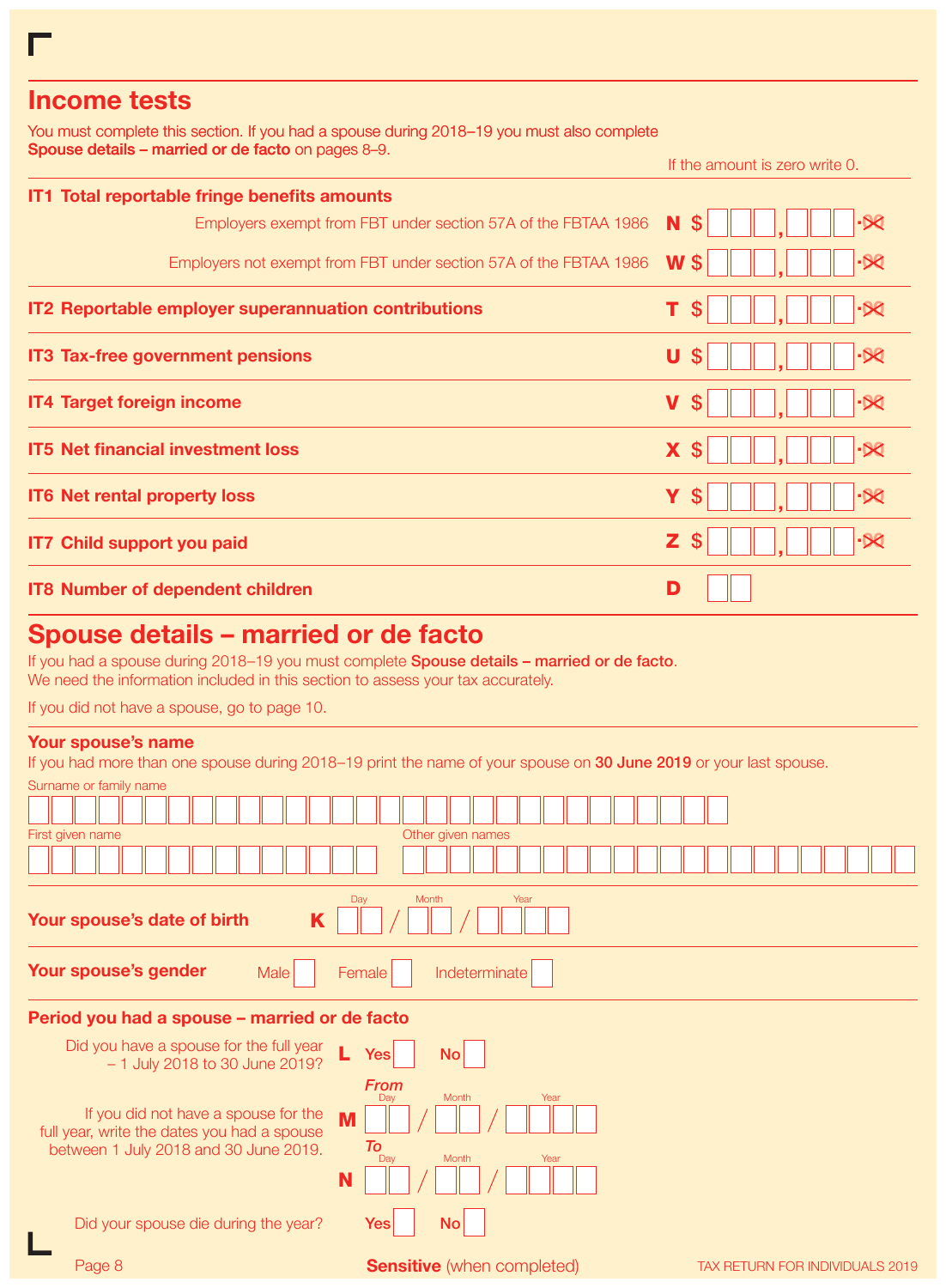## Income tests

You must complete this section. If you had a spouse during 2018–19 you must also complete **Spouse details – married or de facto** on pages 8–9.

If the amount is zero write 0.

### IT1 Total reportable fringe benefits amounts

Employers exempt from FBT under section 57A of the FBTAA 1986 **N** $ ___,___ .00

Employers not exempt from FBT under section 57A of the FBTAA 1986 **W** $ ___,___ .00

### IT2 Reportable employer superannuation contributions

**T** $ ___,___ .00

### IT3 Tax-free government pensions

**U** $ ___,___ .00

### IT4 Target foreign income

**V** $ ___,___ .00

### IT5 Net financial investment loss

**X** $ ___,___ .00

### IT6 Net rental property loss

**Y** $ ___,___ .00

### IT7 Child support you paid

**Z** $ ___,___ .00

### IT8 Number of dependent children

**D** ___

## Spouse details – married or de facto

If you had a spouse during 2018–19 you must complete **Spouse details – married or de facto**.
We need the information included in this section to assess your tax accurately.

If you did not have a spouse, go to page 10.

### Your spouse's name

If you had more than one spouse during 2018–19 print the name of your spouse on **30 June 2019** or your last spouse.

Surname or family name ___

First given name ___ Other given names ___

**Your spouse's date of birth** **K** Day ___ / Month ___ / Year ___

**Your spouse's gender** Male ☐ Female ☐ Indeterminate ☐

### Period you had a spouse – married or de facto

Did you have a spouse for the full year – 1 July 2018 to 30 June 2019? **L** Yes ☐ No ☐

If you did not have a spouse for the full year, write the dates you had a spouse between 1 July 2018 and 30 June 2019.

**M** *From* Day ___ / Month ___ / Year ___

**N** *To* Day ___ / Month ___ / Year ___

Did your spouse die during the year? Yes ☐ No ☐

**Sensitive** (when completed)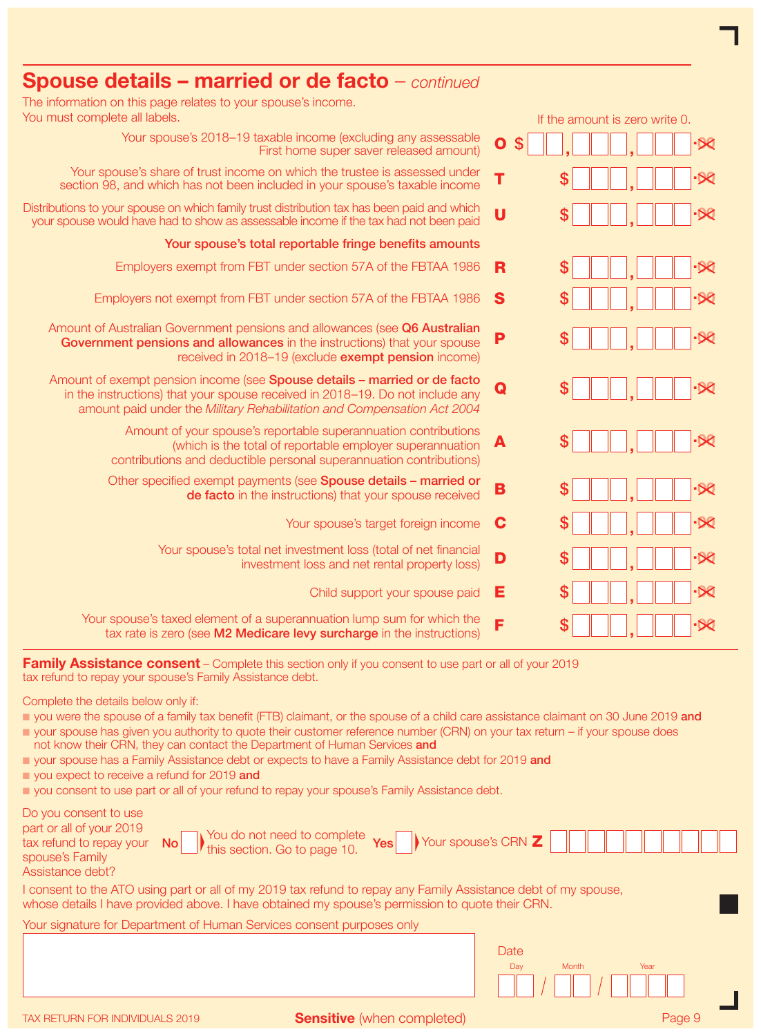## Spouse details – married or de facto – *continued*

The information on this page relates to your spouse's income.
You must complete all labels.

If the amount is zero write 0.

| Description | Label | Amount |
|---|---|---|
| Your spouse's 2018–19 taxable income (excluding any assessable First home super saver released amount) | **O** | $ |
| Your spouse's share of trust income on which the trustee is assessed under section 98, and which has not been included in your spouse's taxable income | **T** | $ |
| Distributions to your spouse on which family trust distribution tax has been paid and which your spouse would have had to show as assessable income if the tax had not been paid | **U** | $ |
| **Your spouse's total reportable fringe benefits amounts** | | |
| Employers exempt from FBT under section 57A of the FBTAA 1986 | **R** | $ |
| Employers not exempt from FBT under section 57A of the FBTAA 1986 | **S** | $ |
| Amount of Australian Government pensions and allowances (see **Q6 Australian Government pensions and allowances** in the instructions) that your spouse received in 2018–19 (exclude **exempt pension** income) | **P** | $ |
| Amount of exempt pension income (see **Spouse details – married or de facto** in the instructions) that your spouse received in 2018–19. Do not include any amount paid under the *Military Rehabilitation and Compensation Act 2004* | **Q** | $ |
| Amount of your spouse's reportable superannuation contributions (which is the total of reportable employer superannuation contributions and deductible personal superannuation contributions) | **A** | $ |
| Other specified exempt payments (see **Spouse details – married or de facto** in the instructions) that your spouse received | **B** | $ |
| Your spouse's target foreign income | **C** | $ |
| Your spouse's total net investment loss (total of net financial investment loss and net rental property loss) | **D** | $ |
| Child support your spouse paid | **E** | $ |
| Your spouse's taxed element of a superannuation lump sum for which the tax rate is zero (see **M2 Medicare levy surcharge** in the instructions) | **F** | $ |

**Family Assistance consent** – Complete this section only if you consent to use part or all of your 2019 tax refund to repay your spouse's Family Assistance debt.

Complete the details below only if:

- you were the spouse of a family tax benefit (FTB) claimant, or the spouse of a child care assistance claimant on 30 June 2019 **and**
- your spouse has given you authority to quote their customer reference number (CRN) on your tax return – if your spouse does not know their CRN, they can contact the Department of Human Services **and**
- your spouse has a Family Assistance debt or expects to have a Family Assistance debt for 2019 **and**
- you expect to receive a refund for 2019 **and**
- you consent to use part or all of your refund to repay your spouse's Family Assistance debt.

Do you consent to use part or all of your 2019 tax refund to repay your spouse's Family Assistance debt?

**No** ☐ You do not need to complete this section. Go to page 10.

**Yes** ☐ Your spouse's CRN **Z**

I consent to the ATO using part or all of my 2019 tax refund to repay any Family Assistance debt of my spouse, whose details I have provided above. I have obtained my spouse's permission to quote their CRN.

Your signature for Department of Human Services consent purposes only

Date: Day / Month / Year

**Sensitive** (when completed)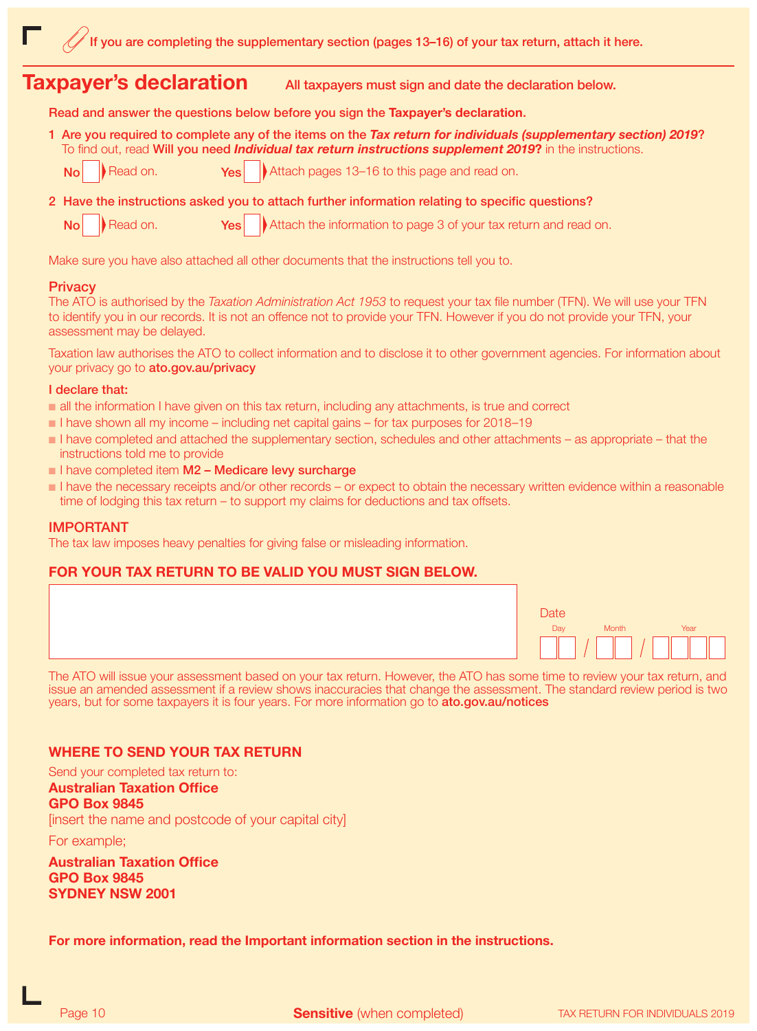If you are completing the supplementary section (pages 13–16) of your tax return, attach it here.

## Taxpayer's declaration

All taxpayers must sign and date the declaration below.

**Read and answer the questions below before you sign the Taxpayer's declaration.**

**1 Are you required to complete any of the items on the *Tax return for individuals (supplementary section) 2019*?**
To find out, read **Will you need *Individual tax return instructions supplement 2019*?** in the instructions.

**No** [ ] Read on. **Yes** [ ] Attach pages 13–16 to this page and read on.

**2 Have the instructions asked you to attach further information relating to specific questions?**

**No** [ ] Read on. **Yes** [ ] Attach the information to page 3 of your tax return and read on.

Make sure you have also attached all other documents that the instructions tell you to.

### Privacy

The ATO is authorised by the *Taxation Administration Act 1953* to request your tax file number (TFN). We will use your TFN to identify you in our records. It is not an offence not to provide your TFN. However if you do not provide your TFN, your assessment may be delayed.

Taxation law authorises the ATO to collect information and to disclose it to other government agencies. For information about your privacy go to **ato.gov.au/privacy**

**I declare that:**

- all the information I have given on this tax return, including any attachments, is true and correct
- I have shown all my income – including net capital gains – for tax purposes for 2018–19
- I have completed and attached the supplementary section, schedules and other attachments – as appropriate – that the instructions told me to provide
- I have completed item **M2 – Medicare levy surcharge**
- I have the necessary receipts and/or other records – or expect to obtain the necessary written evidence within a reasonable time of lodging this tax return – to support my claims for deductions and tax offsets.

### IMPORTANT

The tax law imposes heavy penalties for giving false or misleading information.

### FOR YOUR TAX RETURN TO BE VALID YOU MUST SIGN BELOW.

Date
Day / Month / Year

The ATO will issue your assessment based on your tax return. However, the ATO has some time to review your tax return, and issue an amended assessment if a review shows inaccuracies that change the assessment. The standard review period is two years, but for some taxpayers it is four years. For more information go to **ato.gov.au/notices**

### WHERE TO SEND YOUR TAX RETURN

Send your completed tax return to:

**Australian Taxation Office**
**GPO Box 9845**
[insert the name and postcode of your capital city]

For example;

**Australian Taxation Office**
**GPO Box 9845**
**SYDNEY NSW 2001**

**For more information, read the Important information section in the instructions.**

**Sensitive** (when completed)